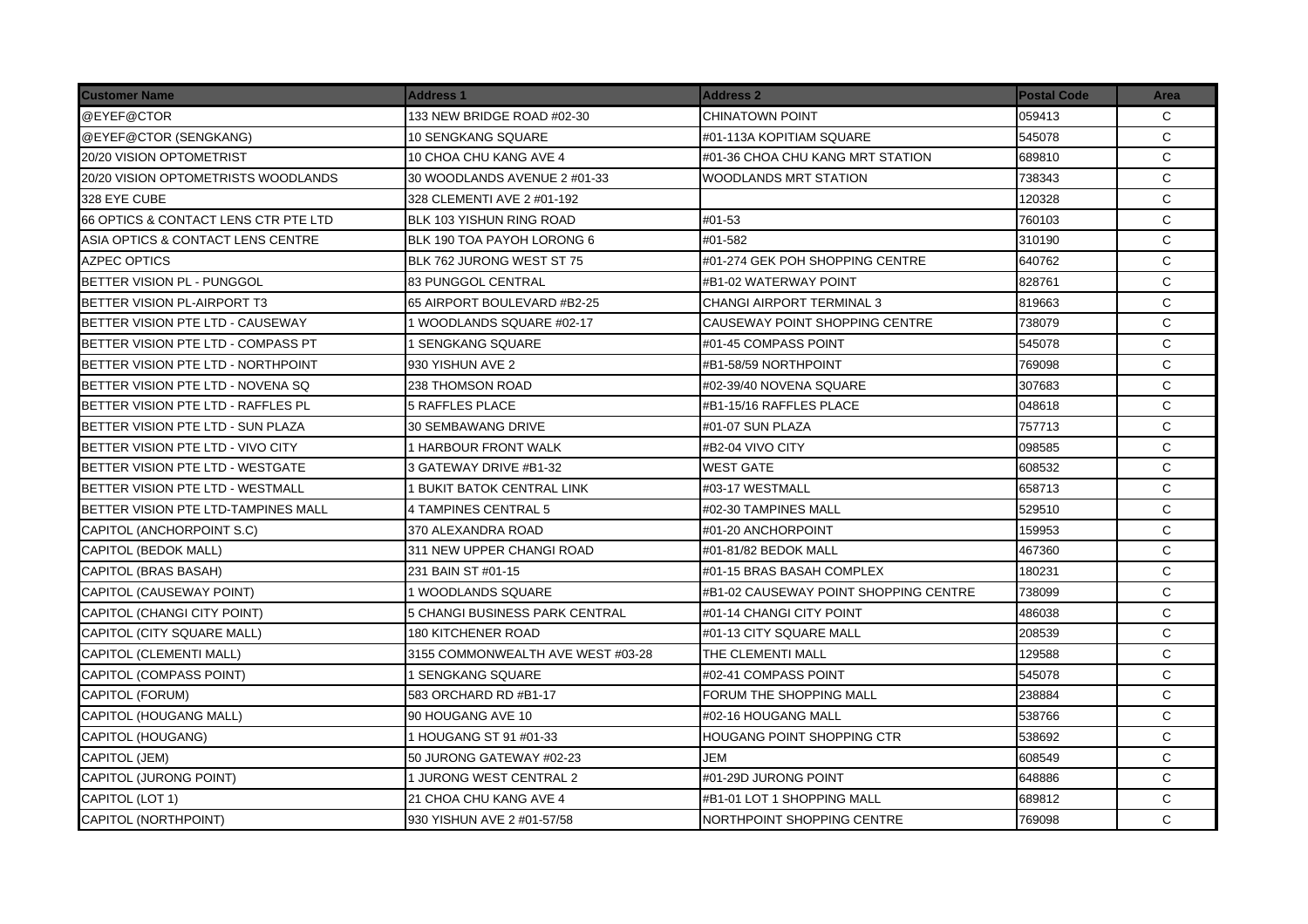| Customer Name | Address 1 | Address 2 | Postal Code | Area |
| --- | --- | --- | --- | --- |
| @EYEF@CTOR | 133 NEW BRIDGE ROAD #02-30 | CHINATOWN POINT | 059413 | C |
| @EYEF@CTOR (SENGKANG) | 10 SENGKANG SQUARE | #01-113A KOPITIAM SQUARE | 545078 | C |
| 20/20 VISION OPTOMETRIST | 10 CHOA CHU KANG AVE 4 | #01-36 CHOA CHU KANG MRT STATION | 689810 | C |
| 20/20 VISION OPTOMETRISTS WOODLANDS | 30 WOODLANDS AVENUE 2 #01-33 | WOODLANDS MRT STATION | 738343 | C |
| 328 EYE CUBE | 328 CLEMENTI AVE 2 #01-192 | | 120328 | C |
| 66 OPTICS & CONTACT LENS CTR PTE LTD | BLK 103 YISHUN RING ROAD | #01-53 | 760103 | C |
| ASIA OPTICS & CONTACT LENS CENTRE | BLK 190 TOA PAYOH LORONG 6 | #01-582 | 310190 | C |
| AZPEC OPTICS | BLK 762 JURONG WEST ST 75 | #01-274 GEK POH SHOPPING CENTRE | 640762 | C |
| BETTER VISION PL - PUNGGOL | 83 PUNGGOL CENTRAL | #B1-02 WATERWAY POINT | 828761 | C |
| BETTER VISION PL-AIRPORT T3 | 65 AIRPORT BOULEVARD #B2-25 | CHANGI AIRPORT TERMINAL 3 | 819663 | C |
| BETTER VISION PTE LTD - CAUSEWAY | 1 WOODLANDS SQUARE #02-17 | CAUSEWAY POINT SHOPPING CENTRE | 738079 | C |
| BETTER VISION PTE LTD - COMPASS PT | 1 SENGKANG SQUARE | #01-45 COMPASS POINT | 545078 | C |
| BETTER VISION PTE LTD - NORTHPOINT | 930 YISHUN AVE 2 | #B1-58/59 NORTHPOINT | 769098 | C |
| BETTER VISION PTE LTD - NOVENA SQ | 238 THOMSON ROAD | #02-39/40 NOVENA SQUARE | 307683 | C |
| BETTER VISION PTE LTD - RAFFLES PL | 5 RAFFLES PLACE | #B1-15/16 RAFFLES PLACE | 048618 | C |
| BETTER VISION PTE LTD - SUN PLAZA | 30 SEMBAWANG DRIVE | #01-07 SUN PLAZA | 757713 | C |
| BETTER VISION PTE LTD - VIVO CITY | 1 HARBOUR FRONT WALK | #B2-04 VIVO CITY | 098585 | C |
| BETTER VISION PTE LTD - WESTGATE | 3 GATEWAY DRIVE #B1-32 | WEST GATE | 608532 | C |
| BETTER VISION PTE LTD - WESTMALL | 1 BUKIT BATOK CENTRAL LINK | #03-17 WESTMALL | 658713 | C |
| BETTER VISION PTE LTD-TAMPINES MALL | 4 TAMPINES CENTRAL 5 | #02-30 TAMPINES MALL | 529510 | C |
| CAPITOL (ANCHORPOINT S.C) | 370 ALEXANDRA ROAD | #01-20 ANCHORPOINT | 159953 | C |
| CAPITOL (BEDOK MALL) | 311 NEW UPPER CHANGI ROAD | #01-81/82 BEDOK MALL | 467360 | C |
| CAPITOL (BRAS BASAH) | 231 BAIN ST #01-15 | #01-15 BRAS BASAH COMPLEX | 180231 | C |
| CAPITOL (CAUSEWAY POINT) | 1 WOODLANDS SQUARE | #B1-02 CAUSEWAY POINT SHOPPING CENTRE | 738099 | C |
| CAPITOL (CHANGI CITY POINT) | 5 CHANGI BUSINESS PARK CENTRAL | #01-14 CHANGI CITY POINT | 486038 | C |
| CAPITOL (CITY SQUARE MALL) | 180 KITCHENER ROAD | #01-13 CITY SQUARE MALL | 208539 | C |
| CAPITOL (CLEMENTI MALL) | 3155 COMMONWEALTH AVE WEST #03-28 | THE CLEMENTI MALL | 129588 | C |
| CAPITOL (COMPASS POINT) | 1 SENGKANG SQUARE | #02-41 COMPASS POINT | 545078 | C |
| CAPITOL (FORUM) | 583 ORCHARD RD #B1-17 | FORUM THE SHOPPING MALL | 238884 | C |
| CAPITOL (HOUGANG MALL) | 90 HOUGANG AVE 10 | #02-16 HOUGANG MALL | 538766 | C |
| CAPITOL (HOUGANG) | 1 HOUGANG ST 91 #01-33 | HOUGANG POINT SHOPPING CTR | 538692 | C |
| CAPITOL (JEM) | 50 JURONG GATEWAY #02-23 | JEM | 608549 | C |
| CAPITOL (JURONG POINT) | 1 JURONG WEST CENTRAL 2 | #01-29D JURONG POINT | 648886 | C |
| CAPITOL (LOT 1) | 21 CHOA CHU KANG AVE 4 | #B1-01 LOT 1 SHOPPING MALL | 689812 | C |
| CAPITOL (NORTHPOINT) | 930 YISHUN AVE 2 #01-57/58 | NORTHPOINT SHOPPING CENTRE | 769098 | C |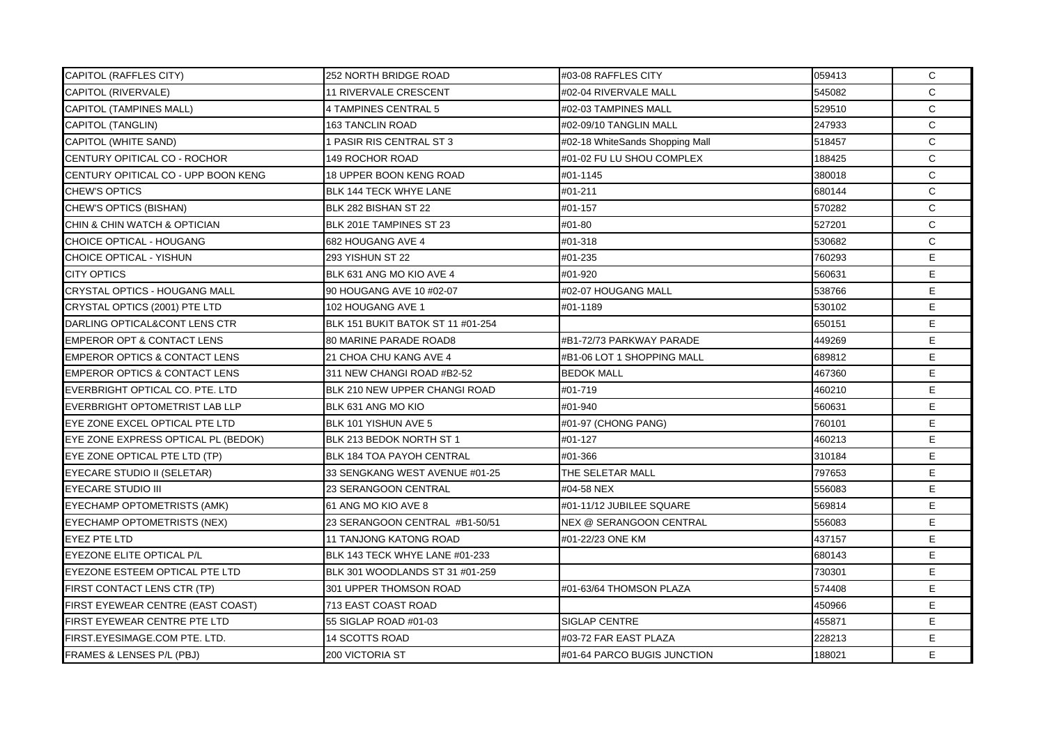| | | | | |
|---|---|---|---|---|
| CAPITOL (RAFFLES CITY) | 252 NORTH BRIDGE ROAD | #03-08 RAFFLES CITY | 059413 | C |
| CAPITOL (RIVERVALE) | 11 RIVERVALE CRESCENT | #02-04 RIVERVALE MALL | 545082 | C |
| CAPITOL (TAMPINES MALL) | 4 TAMPINES CENTRAL 5 | #02-03 TAMPINES MALL | 529510 | C |
| CAPITOL (TANGLIN) | 163 TANCLIN ROAD | #02-09/10 TANGLIN MALL | 247933 | C |
| CAPITOL (WHITE SAND) | 1 PASIR RIS CENTRAL ST 3 | #02-18 WhiteSands Shopping Mall | 518457 | C |
| CENTURY OPITICAL CO - ROCHOR | 149 ROCHOR ROAD | #01-02 FU LU SHOU COMPLEX | 188425 | C |
| CENTURY OPITICAL CO - UPP BOON KENG | 18 UPPER BOON KENG ROAD | #01-1145 | 380018 | C |
| CHEW'S OPTICS | BLK 144 TECK WHYE LANE | #01-211 | 680144 | C |
| CHEW'S OPTICS (BISHAN) | BLK 282 BISHAN ST 22 | #01-157 | 570282 | C |
| CHIN & CHIN WATCH & OPTICIAN | BLK 201E TAMPINES ST 23 | #01-80 | 527201 | C |
| CHOICE OPTICAL - HOUGANG | 682 HOUGANG AVE 4 | #01-318 | 530682 | C |
| CHOICE OPTICAL - YISHUN | 293 YISHUN ST 22 | #01-235 | 760293 | E |
| CITY OPTICS | BLK 631 ANG MO KIO AVE 4 | #01-920 | 560631 | E |
| CRYSTAL OPTICS - HOUGANG MALL | 90 HOUGANG AVE 10 #02-07 | #02-07 HOUGANG MALL | 538766 | E |
| CRYSTAL OPTICS (2001) PTE LTD | 102 HOUGANG AVE 1 | #01-1189 | 530102 | E |
| DARLING OPTICAL&CONT LENS CTR | BLK 151 BUKIT BATOK ST 11 #01-254 | | 650151 | E |
| EMPEROR OPT & CONTACT LENS | 80 MARINE PARADE ROAD8 | #B1-72/73 PARKWAY PARADE | 449269 | E |
| EMPEROR OPTICS & CONTACT LENS | 21 CHOA CHU KANG AVE 4 | #B1-06 LOT 1 SHOPPING MALL | 689812 | E |
| EMPEROR OPTICS & CONTACT LENS | 311 NEW CHANGI ROAD #B2-52 | BEDOK MALL | 467360 | E |
| EVERBRIGHT OPTICAL CO. PTE. LTD | BLK 210 NEW UPPER CHANGI ROAD | #01-719 | 460210 | E |
| EVERBRIGHT OPTOMETRIST LAB LLP | BLK 631 ANG MO KIO | #01-940 | 560631 | E |
| EYE ZONE EXCEL OPTICAL PTE LTD | BLK 101 YISHUN AVE 5 | #01-97 (CHONG PANG) | 760101 | E |
| EYE ZONE EXPRESS OPTICAL PL (BEDOK) | BLK 213 BEDOK NORTH ST 1 | #01-127 | 460213 | E |
| EYE ZONE OPTICAL PTE LTD (TP) | BLK 184 TOA PAYOH CENTRAL | #01-366 | 310184 | E |
| EYECARE STUDIO II (SELETAR) | 33 SENGKANG WEST AVENUE #01-25 | THE SELETAR MALL | 797653 | E |
| EYECARE STUDIO III | 23 SERANGOON CENTRAL | #04-58 NEX | 556083 | E |
| EYECHAMP OPTOMETRISTS (AMK) | 61 ANG MO KIO AVE 8 | #01-11/12 JUBILEE SQUARE | 569814 | E |
| EYECHAMP OPTOMETRISTS (NEX) | 23 SERANGOON CENTRAL #B1-50/51 | NEX @ SERANGOON CENTRAL | 556083 | E |
| EYEZ PTE LTD | 11 TANJONG KATONG ROAD | #01-22/23 ONE KM | 437157 | E |
| EYEZONE ELITE OPTICAL P/L | BLK 143 TECK WHYE LANE #01-233 | | 680143 | E |
| EYEZONE ESTEEM OPTICAL PTE LTD | BLK 301 WOODLANDS ST 31 #01-259 | | 730301 | E |
| FIRST CONTACT LENS CTR (TP) | 301 UPPER THOMSON ROAD | #01-63/64 THOMSON PLAZA | 574408 | E |
| FIRST EYEWEAR CENTRE (EAST COAST) | 713 EAST COAST ROAD | | 450966 | E |
| FIRST EYEWEAR CENTRE PTE LTD | 55 SIGLAP ROAD #01-03 | SIGLAP CENTRE | 455871 | E |
| FIRST.EYESIMAGE.COM PTE. LTD. | 14 SCOTTS ROAD | #03-72 FAR EAST PLAZA | 228213 | E |
| FRAMES & LENSES P/L (PBJ) | 200 VICTORIA ST | #01-64 PARCO BUGIS JUNCTION | 188021 | E |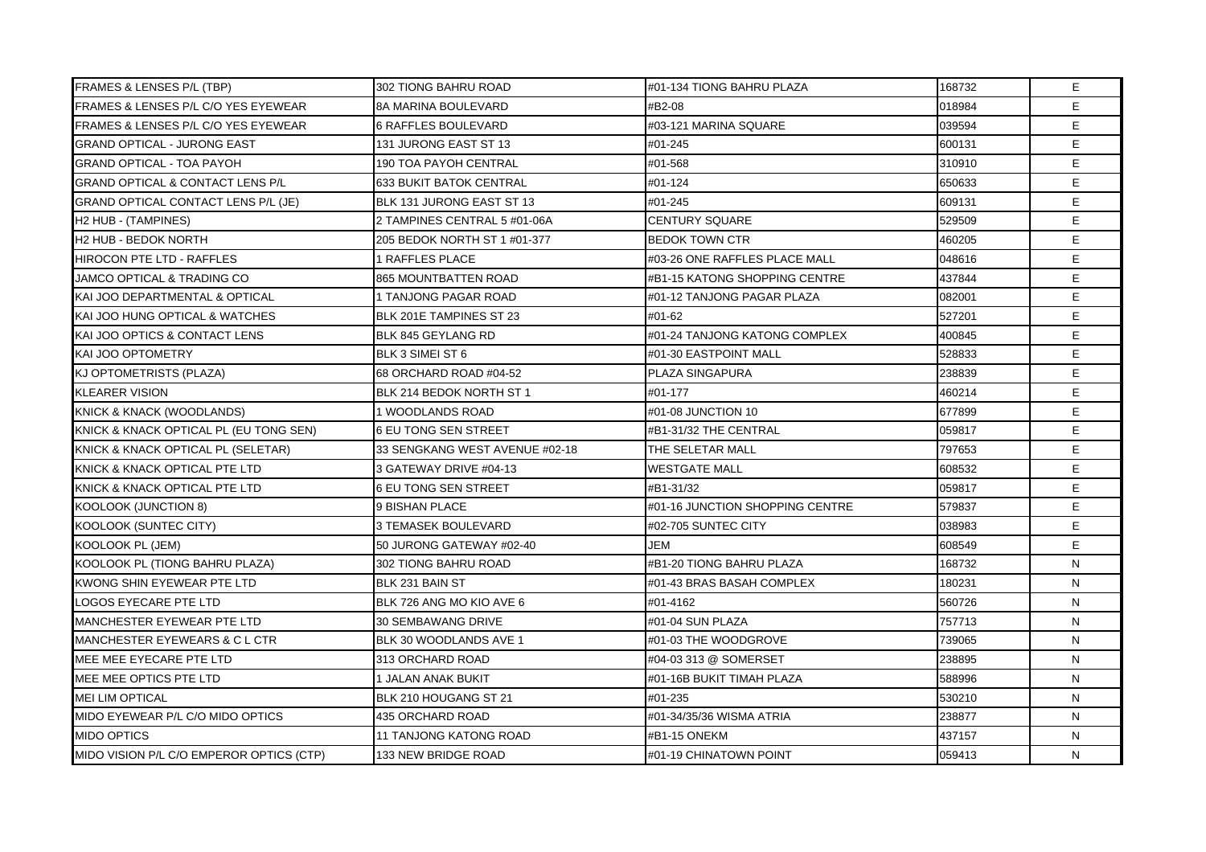| FRAMES & LENSES P/L (TBP) | 302 TIONG BAHRU ROAD | #01-134 TIONG BAHRU PLAZA | 168732 | E |
|---|---|---|---|---|
| FRAMES & LENSES P/L C/O YES EYEWEAR | 8A MARINA BOULEVARD | #B2-08 | 018984 | E |
| FRAMES & LENSES P/L C/O YES EYEWEAR | 6 RAFFLES BOULEVARD | #03-121 MARINA SQUARE | 039594 | E |
| GRAND OPTICAL - JURONG EAST | 131 JURONG EAST ST 13 | #01-245 | 600131 | E |
| GRAND OPTICAL - TOA PAYOH | 190 TOA PAYOH CENTRAL | #01-568 | 310910 | E |
| GRAND OPTICAL & CONTACT LENS P/L | 633 BUKIT BATOK CENTRAL | #01-124 | 650633 | E |
| GRAND OPTICAL CONTACT LENS P/L (JE) | BLK 131 JURONG EAST ST 13 | #01-245 | 609131 | E |
| H2 HUB - (TAMPINES) | 2 TAMPINES CENTRAL 5 #01-06A | CENTURY SQUARE | 529509 | E |
| H2 HUB - BEDOK NORTH | 205 BEDOK NORTH ST 1 #01-377 | BEDOK TOWN CTR | 460205 | E |
| HIROCON PTE LTD - RAFFLES | 1 RAFFLES PLACE | #03-26 ONE RAFFLES PLACE MALL | 048616 | E |
| JAMCO OPTICAL & TRADING CO | 865 MOUNTBATTEN ROAD | #B1-15 KATONG SHOPPING CENTRE | 437844 | E |
| KAI JOO DEPARTMENTAL & OPTICAL | 1 TANJONG PAGAR ROAD | #01-12 TANJONG PAGAR PLAZA | 082001 | E |
| KAI JOO HUNG OPTICAL & WATCHES | BLK 201E TAMPINES ST 23 | #01-62 | 527201 | E |
| KAI JOO OPTICS & CONTACT LENS | BLK 845 GEYLANG RD | #01-24 TANJONG KATONG COMPLEX | 400845 | E |
| KAI JOO OPTOMETRY | BLK 3 SIMEI ST 6 | #01-30 EASTPOINT MALL | 528833 | E |
| KJ OPTOMETRISTS (PLAZA) | 68 ORCHARD ROAD #04-52 | PLAZA SINGAPURA | 238839 | E |
| KLEARER VISION | BLK 214 BEDOK NORTH ST 1 | #01-177 | 460214 | E |
| KNICK & KNACK (WOODLANDS) | 1 WOODLANDS ROAD | #01-08 JUNCTION 10 | 677899 | E |
| KNICK & KNACK OPTICAL PL (EU TONG SEN) | 6 EU TONG SEN STREET | #B1-31/32 THE CENTRAL | 059817 | E |
| KNICK & KNACK OPTICAL PL (SELETAR) | 33 SENGKANG WEST AVENUE #02-18 | THE SELETAR MALL | 797653 | E |
| KNICK & KNACK OPTICAL PTE LTD | 3 GATEWAY DRIVE #04-13 | WESTGATE MALL | 608532 | E |
| KNICK & KNACK OPTICAL PTE LTD | 6 EU TONG SEN STREET | #B1-31/32 | 059817 | E |
| KOOLOOK (JUNCTION 8) | 9 BISHAN PLACE | #01-16 JUNCTION SHOPPING CENTRE | 579837 | E |
| KOOLOOK (SUNTEC CITY) | 3 TEMASEK BOULEVARD | #02-705 SUNTEC CITY | 038983 | E |
| KOOLOOK PL (JEM) | 50 JURONG GATEWAY #02-40 | JEM | 608549 | E |
| KOOLOOK PL (TIONG BAHRU PLAZA) | 302 TIONG BAHRU ROAD | #B1-20 TIONG BAHRU PLAZA | 168732 | N |
| KWONG SHIN EYEWEAR PTE LTD | BLK 231 BAIN ST | #01-43 BRAS BASAH COMPLEX | 180231 | N |
| LOGOS EYECARE PTE LTD | BLK 726 ANG MO KIO AVE 6 | #01-4162 | 560726 | N |
| MANCHESTER EYEWEAR PTE LTD | 30 SEMBAWANG DRIVE | #01-04 SUN PLAZA | 757713 | N |
| MANCHESTER EYEWEARS & C L CTR | BLK 30 WOODLANDS AVE 1 | #01-03 THE WOODGROVE | 739065 | N |
| MEE MEE EYECARE PTE LTD | 313 ORCHARD ROAD | #04-03 313 @ SOMERSET | 238895 | N |
| MEE MEE OPTICS PTE LTD | 1 JALAN ANAK BUKIT | #01-16B BUKIT TIMAH PLAZA | 588996 | N |
| MEI LIM OPTICAL | BLK 210 HOUGANG ST 21 | #01-235 | 530210 | N |
| MIDO EYEWEAR P/L C/O MIDO OPTICS | 435 ORCHARD ROAD | #01-34/35/36 WISMA ATRIA | 238877 | N |
| MIDO OPTICS | 11 TANJONG KATONG ROAD | #B1-15 ONEKM | 437157 | N |
| MIDO VISION P/L C/O EMPEROR OPTICS (CTP) | 133 NEW BRIDGE ROAD | #01-19 CHINATOWN POINT | 059413 | N |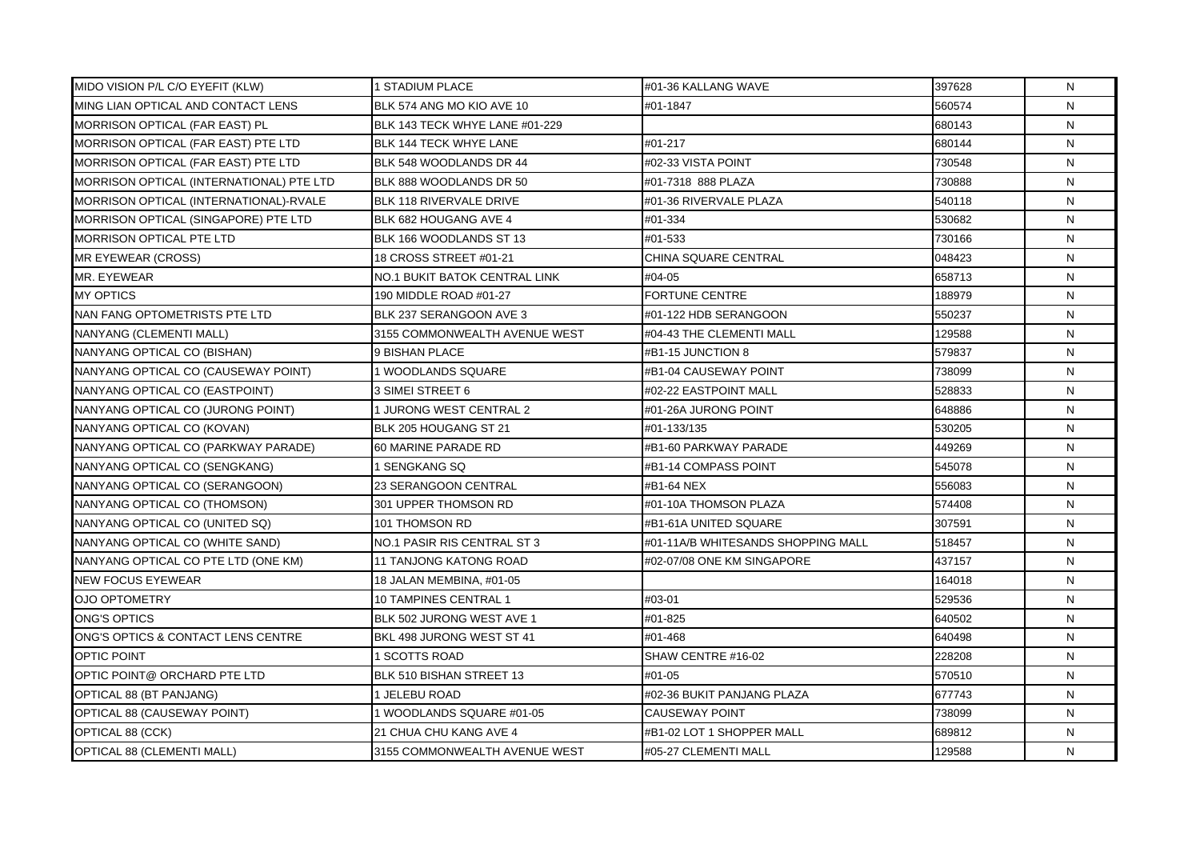| | | | | |
|---|---|---|---|---|
| MIDO VISION P/L C/O EYEFIT (KLW) | 1 STADIUM PLACE | #01-36 KALLANG WAVE | 397628 | N |
| MING LIAN OPTICAL AND CONTACT LENS | BLK 574 ANG MO KIO AVE 10 | #01-1847 | 560574 | N |
| MORRISON OPTICAL (FAR EAST) PL | BLK 143 TECK WHYE LANE #01-229 | | 680143 | N |
| MORRISON OPTICAL (FAR EAST) PTE LTD | BLK 144 TECK WHYE LANE | #01-217 | 680144 | N |
| MORRISON OPTICAL (FAR EAST) PTE LTD | BLK 548 WOODLANDS DR 44 | #02-33 VISTA POINT | 730548 | N |
| MORRISON OPTICAL (INTERNATIONAL) PTE LTD | BLK 888 WOODLANDS DR 50 | #01-7318 888 PLAZA | 730888 | N |
| MORRISON OPTICAL (INTERNATIONAL)-RVALE | BLK 118 RIVERVALE DRIVE | #01-36 RIVERVALE PLAZA | 540118 | N |
| MORRISON OPTICAL (SINGAPORE) PTE LTD | BLK 682 HOUGANG AVE 4 | #01-334 | 530682 | N |
| MORRISON OPTICAL PTE LTD | BLK 166 WOODLANDS ST 13 | #01-533 | 730166 | N |
| MR EYEWEAR (CROSS) | 18 CROSS STREET #01-21 | CHINA SQUARE CENTRAL | 048423 | N |
| MR. EYEWEAR | NO.1 BUKIT BATOK CENTRAL LINK | #04-05 | 658713 | N |
| MY OPTICS | 190 MIDDLE ROAD #01-27 | FORTUNE CENTRE | 188979 | N |
| NAN FANG OPTOMETRISTS PTE LTD | BLK 237 SERANGOON AVE 3 | #01-122 HDB SERANGOON | 550237 | N |
| NANYANG (CLEMENTI MALL) | 3155 COMMONWEALTH AVENUE WEST | #04-43 THE CLEMENTI MALL | 129588 | N |
| NANYANG OPTICAL CO (BISHAN) | 9 BISHAN PLACE | #B1-15 JUNCTION 8 | 579837 | N |
| NANYANG OPTICAL CO (CAUSEWAY POINT) | 1 WOODLANDS SQUARE | #B1-04 CAUSEWAY POINT | 738099 | N |
| NANYANG OPTICAL CO (EASTPOINT) | 3 SIMEI STREET 6 | #02-22 EASTPOINT MALL | 528833 | N |
| NANYANG OPTICAL CO (JURONG POINT) | 1 JURONG WEST CENTRAL 2 | #01-26A JURONG POINT | 648886 | N |
| NANYANG OPTICAL CO (KOVAN) | BLK 205 HOUGANG ST 21 | #01-133/135 | 530205 | N |
| NANYANG OPTICAL CO (PARKWAY PARADE) | 60 MARINE PARADE RD | #B1-60 PARKWAY PARADE | 449269 | N |
| NANYANG OPTICAL CO (SENGKANG) | 1 SENGKANG SQ | #B1-14 COMPASS POINT | 545078 | N |
| NANYANG OPTICAL CO (SERANGOON) | 23 SERANGOON CENTRAL | #B1-64 NEX | 556083 | N |
| NANYANG OPTICAL CO (THOMSON) | 301 UPPER THOMSON RD | #01-10A THOMSON PLAZA | 574408 | N |
| NANYANG OPTICAL CO (UNITED SQ) | 101 THOMSON RD | #B1-61A UNITED SQUARE | 307591 | N |
| NANYANG OPTICAL CO (WHITE SAND) | NO.1 PASIR RIS CENTRAL ST 3 | #01-11A/B WHITESANDS SHOPPING MALL | 518457 | N |
| NANYANG OPTICAL CO PTE LTD (ONE KM) | 11 TANJONG KATONG ROAD | #02-07/08 ONE KM SINGAPORE | 437157 | N |
| NEW FOCUS EYEWEAR | 18 JALAN MEMBINA, #01-05 | | 164018 | N |
| OJO OPTOMETRY | 10 TAMPINES CENTRAL 1 | #03-01 | 529536 | N |
| ONG'S OPTICS | BLK 502 JURONG WEST AVE 1 | #01-825 | 640502 | N |
| ONG'S OPTICS & CONTACT LENS CENTRE | BKL 498 JURONG WEST ST 41 | #01-468 | 640498 | N |
| OPTIC POINT | 1 SCOTTS ROAD | SHAW CENTRE #16-02 | 228208 | N |
| OPTIC POINT@ ORCHARD PTE LTD | BLK 510 BISHAN STREET 13 | #01-05 | 570510 | N |
| OPTICAL 88 (BT PANJANG) | 1 JELEBU ROAD | #02-36 BUKIT PANJANG PLAZA | 677743 | N |
| OPTICAL 88 (CAUSEWAY POINT) | 1 WOODLANDS SQUARE #01-05 | CAUSEWAY POINT | 738099 | N |
| OPTICAL 88 (CCK) | 21 CHUA CHU KANG AVE 4 | #B1-02 LOT 1 SHOPPER MALL | 689812 | N |
| OPTICAL 88 (CLEMENTI MALL) | 3155 COMMONWEALTH AVENUE WEST | #05-27 CLEMENTI MALL | 129588 | N |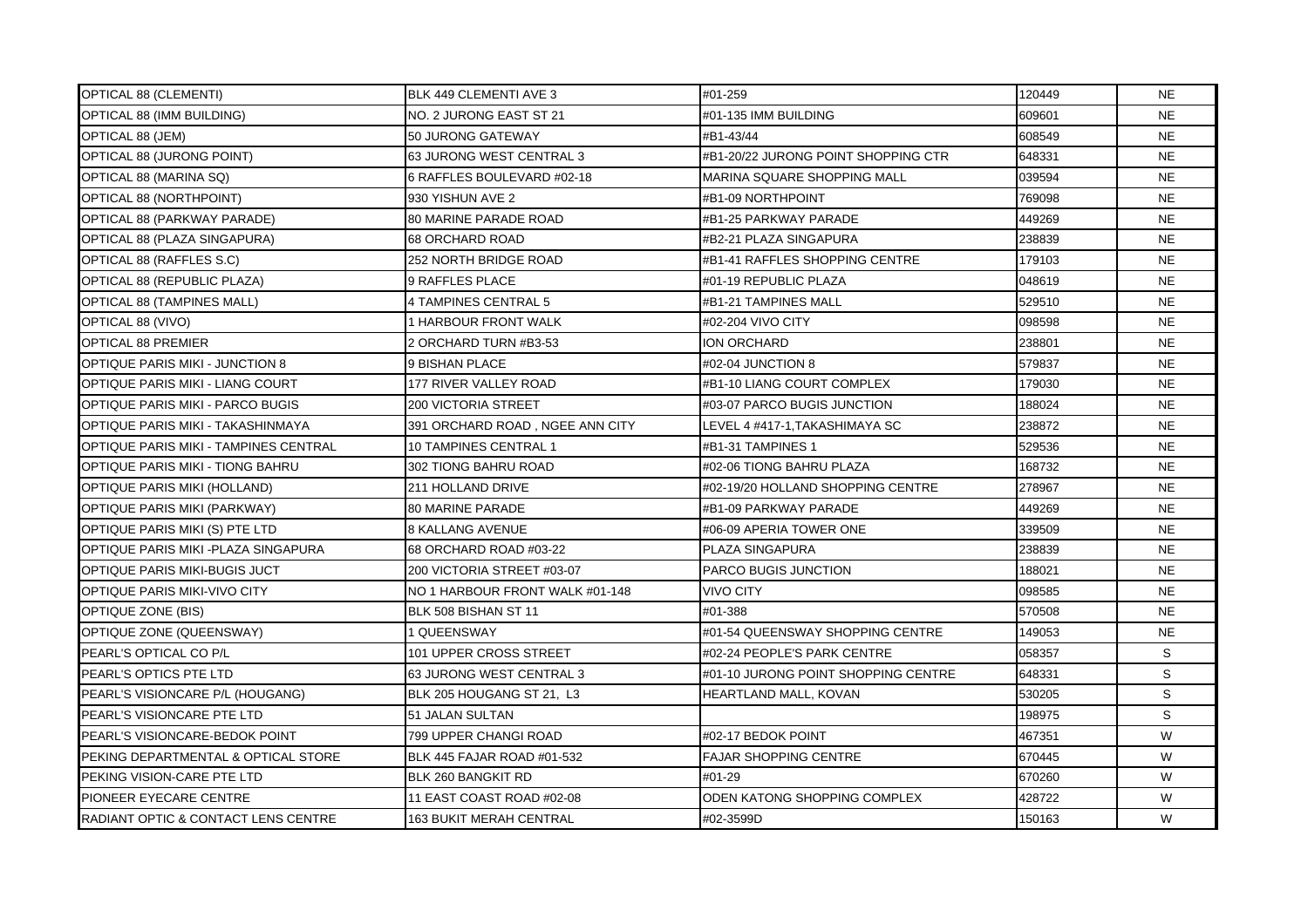| | | | | |
|---|---|---|---|---|
| OPTICAL 88 (CLEMENTI) | BLK 449 CLEMENTI AVE 3 | #01-259 | 120449 | NE |
| OPTICAL 88 (IMM BUILDING) | NO. 2 JURONG EAST ST 21 | #01-135 IMM BUILDING | 609601 | NE |
| OPTICAL 88 (JEM) | 50 JURONG GATEWAY | #B1-43/44 | 608549 | NE |
| OPTICAL 88 (JURONG POINT) | 63 JURONG WEST CENTRAL 3 | #B1-20/22 JURONG POINT SHOPPING CTR | 648331 | NE |
| OPTICAL 88 (MARINA SQ) | 6 RAFFLES BOULEVARD #02-18 | MARINA SQUARE SHOPPING MALL | 039594 | NE |
| OPTICAL 88 (NORTHPOINT) | 930 YISHUN AVE 2 | #B1-09 NORTHPOINT | 769098 | NE |
| OPTICAL 88 (PARKWAY PARADE) | 80 MARINE PARADE ROAD | #B1-25 PARKWAY PARADE | 449269 | NE |
| OPTICAL 88 (PLAZA SINGAPURA) | 68 ORCHARD ROAD | #B2-21 PLAZA SINGAPURA | 238839 | NE |
| OPTICAL 88 (RAFFLES S.C) | 252 NORTH BRIDGE ROAD | #B1-41 RAFFLES SHOPPING CENTRE | 179103 | NE |
| OPTICAL 88 (REPUBLIC PLAZA) | 9 RAFFLES PLACE | #01-19 REPUBLIC PLAZA | 048619 | NE |
| OPTICAL 88 (TAMPINES MALL) | 4 TAMPINES CENTRAL 5 | #B1-21 TAMPINES MALL | 529510 | NE |
| OPTICAL 88 (VIVO) | 1 HARBOUR FRONT WALK | #02-204 VIVO CITY | 098598 | NE |
| OPTICAL 88 PREMIER | 2 ORCHARD TURN #B3-53 | ION ORCHARD | 238801 | NE |
| OPTIQUE PARIS MIKI - JUNCTION 8 | 9 BISHAN PLACE | #02-04 JUNCTION 8 | 579837 | NE |
| OPTIQUE PARIS MIKI - LIANG COURT | 177 RIVER VALLEY ROAD | #B1-10 LIANG COURT COMPLEX | 179030 | NE |
| OPTIQUE PARIS MIKI - PARCO BUGIS | 200 VICTORIA STREET | #03-07 PARCO BUGIS JUNCTION | 188024 | NE |
| OPTIQUE PARIS MIKI - TAKASHINMAYA | 391 ORCHARD ROAD , NGEE ANN CITY | LEVEL 4 #417-1,TAKASHIMAYA SC | 238872 | NE |
| OPTIQUE PARIS MIKI - TAMPINES CENTRAL | 10 TAMPINES CENTRAL 1 | #B1-31 TAMPINES 1 | 529536 | NE |
| OPTIQUE PARIS MIKI - TIONG BAHRU | 302 TIONG BAHRU ROAD | #02-06 TIONG BAHRU PLAZA | 168732 | NE |
| OPTIQUE PARIS MIKI (HOLLAND) | 211 HOLLAND DRIVE | #02-19/20 HOLLAND SHOPPING CENTRE | 278967 | NE |
| OPTIQUE PARIS MIKI (PARKWAY) | 80 MARINE PARADE | #B1-09 PARKWAY PARADE | 449269 | NE |
| OPTIQUE PARIS MIKI (S) PTE LTD | 8 KALLANG AVENUE | #06-09 APERIA TOWER ONE | 339509 | NE |
| OPTIQUE PARIS MIKI -PLAZA SINGAPURA | 68 ORCHARD ROAD #03-22 | PLAZA SINGAPURA | 238839 | NE |
| OPTIQUE PARIS MIKI-BUGIS JUCT | 200 VICTORIA STREET #03-07 | PARCO BUGIS JUNCTION | 188021 | NE |
| OPTIQUE PARIS MIKI-VIVO CITY | NO 1 HARBOUR FRONT WALK #01-148 | VIVO CITY | 098585 | NE |
| OPTIQUE ZONE (BIS) | BLK 508 BISHAN ST 11 | #01-388 | 570508 | NE |
| OPTIQUE ZONE (QUEENSWAY) | 1 QUEENSWAY | #01-54 QUEENSWAY SHOPPING CENTRE | 149053 | NE |
| PEARL'S OPTICAL CO P/L | 101 UPPER CROSS STREET | #02-24 PEOPLE'S PARK CENTRE | 058357 | S |
| PEARL'S OPTICS PTE LTD | 63 JURONG WEST CENTRAL 3 | #01-10 JURONG POINT SHOPPING CENTRE | 648331 | S |
| PEARL'S VISIONCARE P/L (HOUGANG) | BLK 205 HOUGANG ST 21, L3 | HEARTLAND MALL, KOVAN | 530205 | S |
| PEARL'S VISIONCARE PTE LTD | 51 JALAN SULTAN | | 198975 | S |
| PEARL'S VISIONCARE-BEDOK POINT | 799 UPPER CHANGI ROAD | #02-17 BEDOK POINT | 467351 | W |
| PEKING DEPARTMENTAL & OPTICAL STORE | BLK 445 FAJAR ROAD #01-532 | FAJAR SHOPPING CENTRE | 670445 | W |
| PEKING VISION-CARE PTE LTD | BLK 260 BANGKIT RD | #01-29 | 670260 | W |
| PIONEER EYECARE CENTRE | 11 EAST COAST ROAD #02-08 | ODEN KATONG SHOPPING COMPLEX | 428722 | W |
| RADIANT OPTIC & CONTACT LENS CENTRE | 163 BUKIT MERAH CENTRAL | #02-3599D | 150163 | W |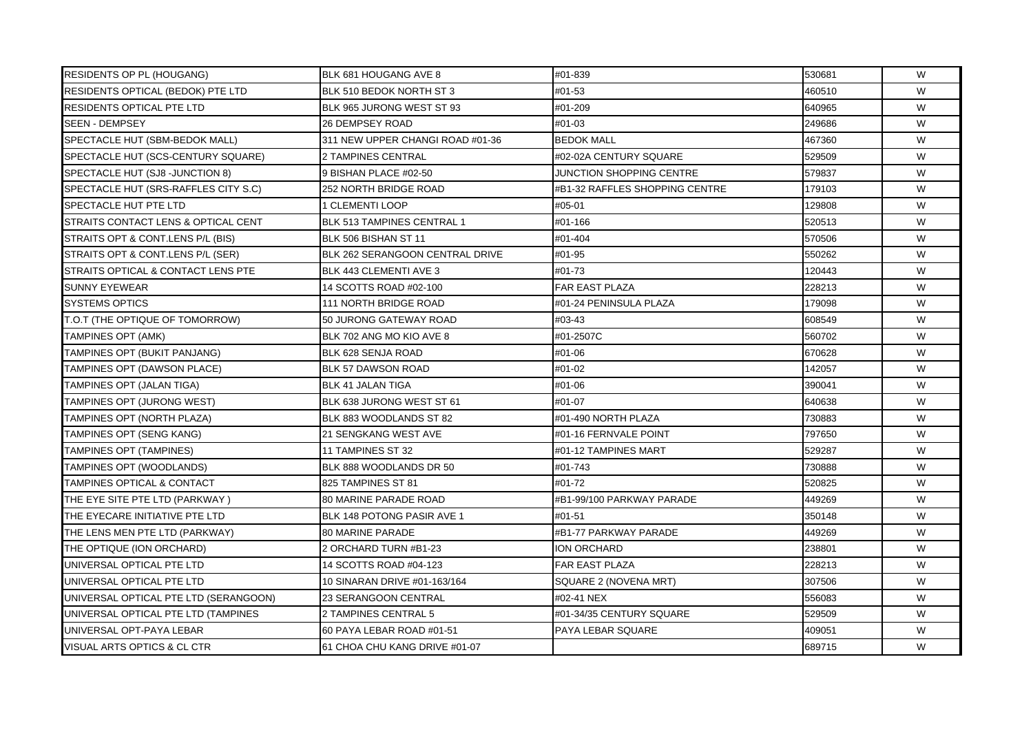| RESIDENTS OP PL (HOUGANG) | BLK 681 HOUGANG AVE 8 | #01-839 | 530681 | W |
|---|---|---|---|---|
| RESIDENTS OPTICAL (BEDOK) PTE LTD | BLK 510 BEDOK NORTH ST 3 | #01-53 | 460510 | W |
| RESIDENTS OPTICAL PTE LTD | BLK 965 JURONG WEST ST 93 | #01-209 | 640965 | W |
| SEEN - DEMPSEY | 26 DEMPSEY ROAD | #01-03 | 249686 | W |
| SPECTACLE HUT (SBM-BEDOK MALL) | 311 NEW UPPER CHANGI ROAD #01-36 | BEDOK MALL | 467360 | W |
| SPECTACLE HUT (SCS-CENTURY SQUARE) | 2 TAMPINES CENTRAL | #02-02A CENTURY SQUARE | 529509 | W |
| SPECTACLE HUT (SJ8 -JUNCTION 8) | 9 BISHAN PLACE #02-50 | JUNCTION SHOPPING CENTRE | 579837 | W |
| SPECTACLE HUT (SRS-RAFFLES CITY S.C) | 252 NORTH BRIDGE ROAD | #B1-32 RAFFLES SHOPPING CENTRE | 179103 | W |
| SPECTACLE HUT PTE LTD | 1 CLEMENTI LOOP | #05-01 | 129808 | W |
| STRAITS CONTACT LENS & OPTICAL CENT | BLK 513 TAMPINES CENTRAL 1 | #01-166 | 520513 | W |
| STRAITS OPT & CONT.LENS P/L (BIS) | BLK 506 BISHAN ST 11 | #01-404 | 570506 | W |
| STRAITS OPT & CONT.LENS P/L (SER) | BLK 262 SERANGOON CENTRAL DRIVE | #01-95 | 550262 | W |
| STRAITS OPTICAL & CONTACT LENS PTE | BLK 443 CLEMENTI AVE 3 | #01-73 | 120443 | W |
| SUNNY EYEWEAR | 14 SCOTTS ROAD #02-100 | FAR EAST PLAZA | 228213 | W |
| SYSTEMS OPTICS | 111 NORTH BRIDGE ROAD | #01-24 PENINSULA PLAZA | 179098 | W |
| T.O.T (THE OPTIQUE OF TOMORROW) | 50 JURONG GATEWAY ROAD | #03-43 | 608549 | W |
| TAMPINES OPT (AMK) | BLK 702 ANG MO KIO AVE 8 | #01-2507C | 560702 | W |
| TAMPINES OPT (BUKIT PANJANG) | BLK 628 SENJA ROAD | #01-06 | 670628 | W |
| TAMPINES OPT (DAWSON PLACE) | BLK 57 DAWSON ROAD | #01-02 | 142057 | W |
| TAMPINES OPT (JALAN TIGA) | BLK 41 JALAN TIGA | #01-06 | 390041 | W |
| TAMPINES OPT (JURONG WEST) | BLK 638 JURONG WEST ST 61 | #01-07 | 640638 | W |
| TAMPINES OPT (NORTH PLAZA) | BLK 883 WOODLANDS ST 82 | #01-490 NORTH PLAZA | 730883 | W |
| TAMPINES OPT (SENG KANG) | 21 SENGKANG WEST AVE | #01-16 FERNVALE POINT | 797650 | W |
| TAMPINES OPT (TAMPINES) | 11 TAMPINES ST 32 | #01-12 TAMPINES MART | 529287 | W |
| TAMPINES OPT (WOODLANDS) | BLK 888 WOODLANDS DR 50 | #01-743 | 730888 | W |
| TAMPINES OPTICAL & CONTACT | 825 TAMPINES ST 81 | #01-72 | 520825 | W |
| THE EYE SITE PTE LTD (PARKWAY ) | 80 MARINE PARADE ROAD | #B1-99/100 PARKWAY PARADE | 449269 | W |
| THE EYECARE INITIATIVE PTE LTD | BLK 148 POTONG PASIR AVE 1 | #01-51 | 350148 | W |
| THE LENS MEN PTE LTD (PARKWAY) | 80 MARINE PARADE | #B1-77 PARKWAY PARADE | 449269 | W |
| THE OPTIQUE (ION ORCHARD) | 2 ORCHARD TURN #B1-23 | ION ORCHARD | 238801 | W |
| UNIVERSAL OPTICAL PTE LTD | 14 SCOTTS ROAD #04-123 | FAR EAST PLAZA | 228213 | W |
| UNIVERSAL OPTICAL PTE LTD | 10 SINARAN DRIVE #01-163/164 | SQUARE 2 (NOVENA MRT) | 307506 | W |
| UNIVERSAL OPTICAL PTE LTD (SERANGOON) | 23 SERANGOON CENTRAL | #02-41 NEX | 556083 | W |
| UNIVERSAL OPTICAL PTE LTD (TAMPINES | 2 TAMPINES CENTRAL 5 | #01-34/35 CENTURY SQUARE | 529509 | W |
| UNIVERSAL OPT-PAYA LEBAR | 60 PAYA LEBAR ROAD #01-51 | PAYA LEBAR SQUARE | 409051 | W |
| VISUAL ARTS OPTICS & CL CTR | 61 CHOA CHU KANG DRIVE #01-07 | | 689715 | W |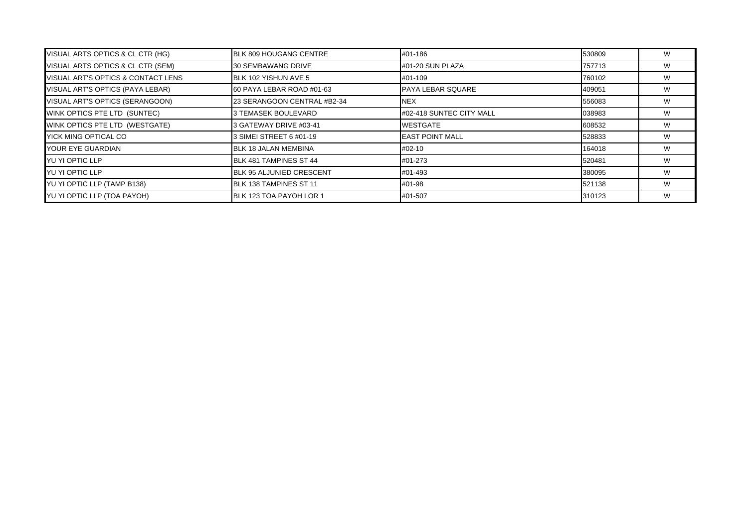| | | | | |
|---|---|---|---|---|
| VISUAL ARTS OPTICS & CL CTR (HG) | BLK 809 HOUGANG CENTRE | #01-186 | 530809 | W |
| VISUAL ARTS OPTICS & CL CTR (SEM) | 30 SEMBAWANG DRIVE | #01-20 SUN PLAZA | 757713 | W |
| VISUAL ART'S OPTICS & CONTACT LENS | BLK 102 YISHUN AVE 5 | #01-109 | 760102 | W |
| VISUAL ART'S OPTICS (PAYA LEBAR) | 60 PAYA LEBAR ROAD #01-63 | PAYA LEBAR SQUARE | 409051 | W |
| VISUAL ART'S OPTICS (SERANGOON) | 23 SERANGOON CENTRAL #B2-34 | NEX | 556083 | W |
| WINK OPTICS PTE LTD (SUNTEC) | 3 TEMASEK BOULEVARD | #02-418 SUNTEC CITY MALL | 038983 | W |
| WINK OPTICS PTE LTD (WESTGATE) | 3 GATEWAY DRIVE #03-41 | WESTGATE | 608532 | W |
| YICK MING OPTICAL CO | 3 SIMEI STREET 6 #01-19 | EAST POINT MALL | 528833 | W |
| YOUR EYE GUARDIAN | BLK 18 JALAN MEMBINA | #02-10 | 164018 | W |
| YU YI OPTIC LLP | BLK 481 TAMPINES ST 44 | #01-273 | 520481 | W |
| YU YI OPTIC LLP | BLK 95 ALJUNIED CRESCENT | #01-493 | 380095 | W |
| YU YI OPTIC LLP (TAMP B138) | BLK 138 TAMPINES ST 11 | #01-98 | 521138 | W |
| YU YI OPTIC LLP (TOA PAYOH) | BLK 123 TOA PAYOH LOR 1 | #01-507 | 310123 | W |